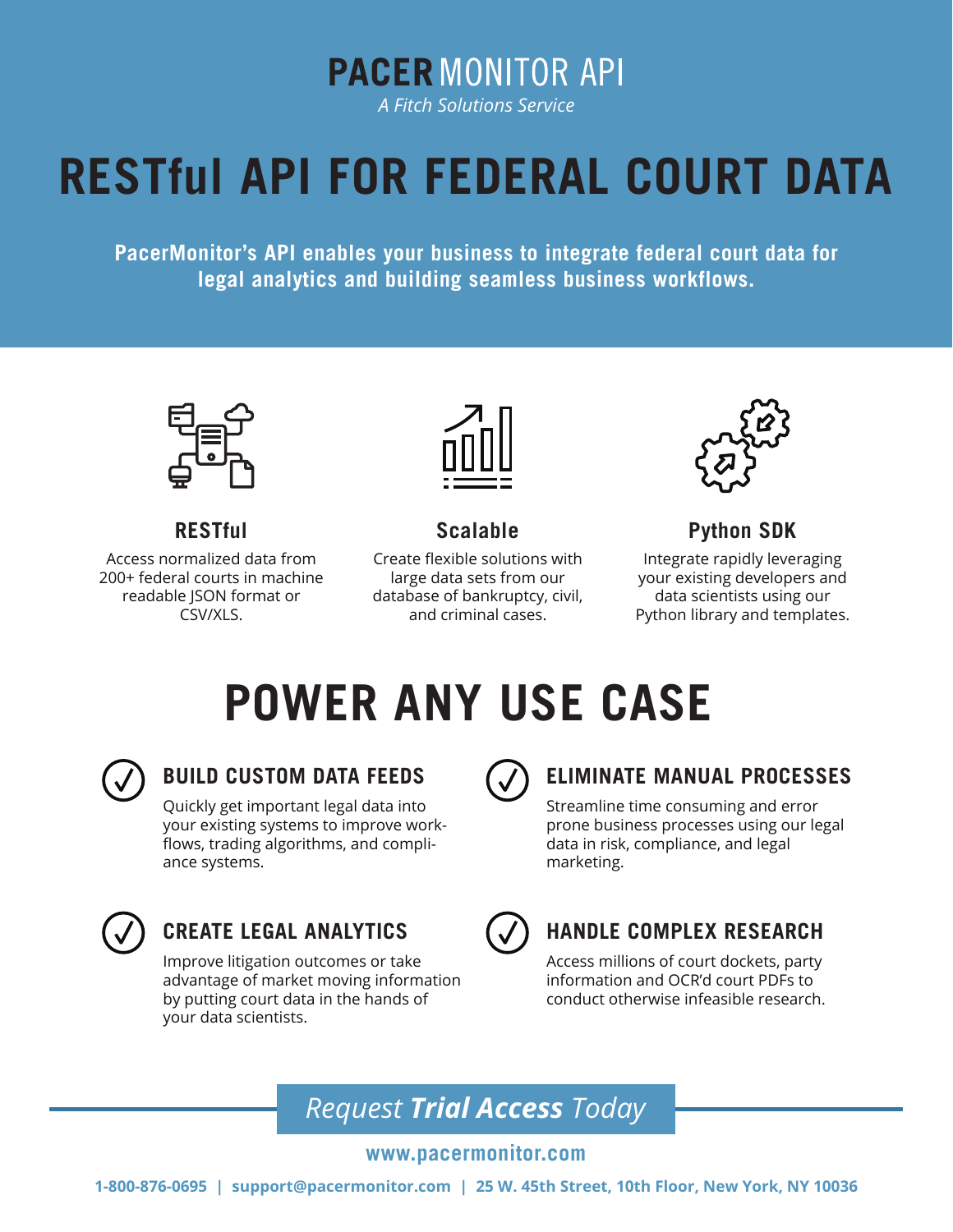# PACER MONITOR API

*A Fitch Solutions Service*

# RESTful API FOR FEDERAL COURT DATA

**PacerMonitor's API enables your business to integrate federal court data for legal analytics and building seamless business workflows.**

### RESTful

Access normalized data from 200+ federal courts in machine readable JSON format or CSV/XLS.

### Scalable

Create flexible solutions with large data sets from our database of bankruptcy, civil, and criminal cases.

### Python SDK

Integrate rapidly leveraging your existing developers and data scientists using our Python library and templates.

## POWER ANY USE CASE

### BUILD CUSTOM DATA FEEDS

Quickly get important legal data into your existing systems to improve workflows, trading algorithms, and compliance systems.

### ELIMINATE MANUAL PROCESSES

Streamline time consuming and error prone business processes using our legal data in risk, compliance, and legal marketing.

### CREATE LEGAL ANALYTICS

Improve litigation outcomes or take advantage of market moving information by putting court data in the hands of your data scientists.

### HANDLE COMPLEX RESEARCH

Access millions of court dockets, party information and OCR'd court PDFs to conduct otherwise infeasible research.

*Request **Trial Access** Today*

**www.pacermonitor.com**

**1-800-876-0695 | support@pacermonitor.com | 25 W. 45th Street, 10th Floor, New York, NY 10036**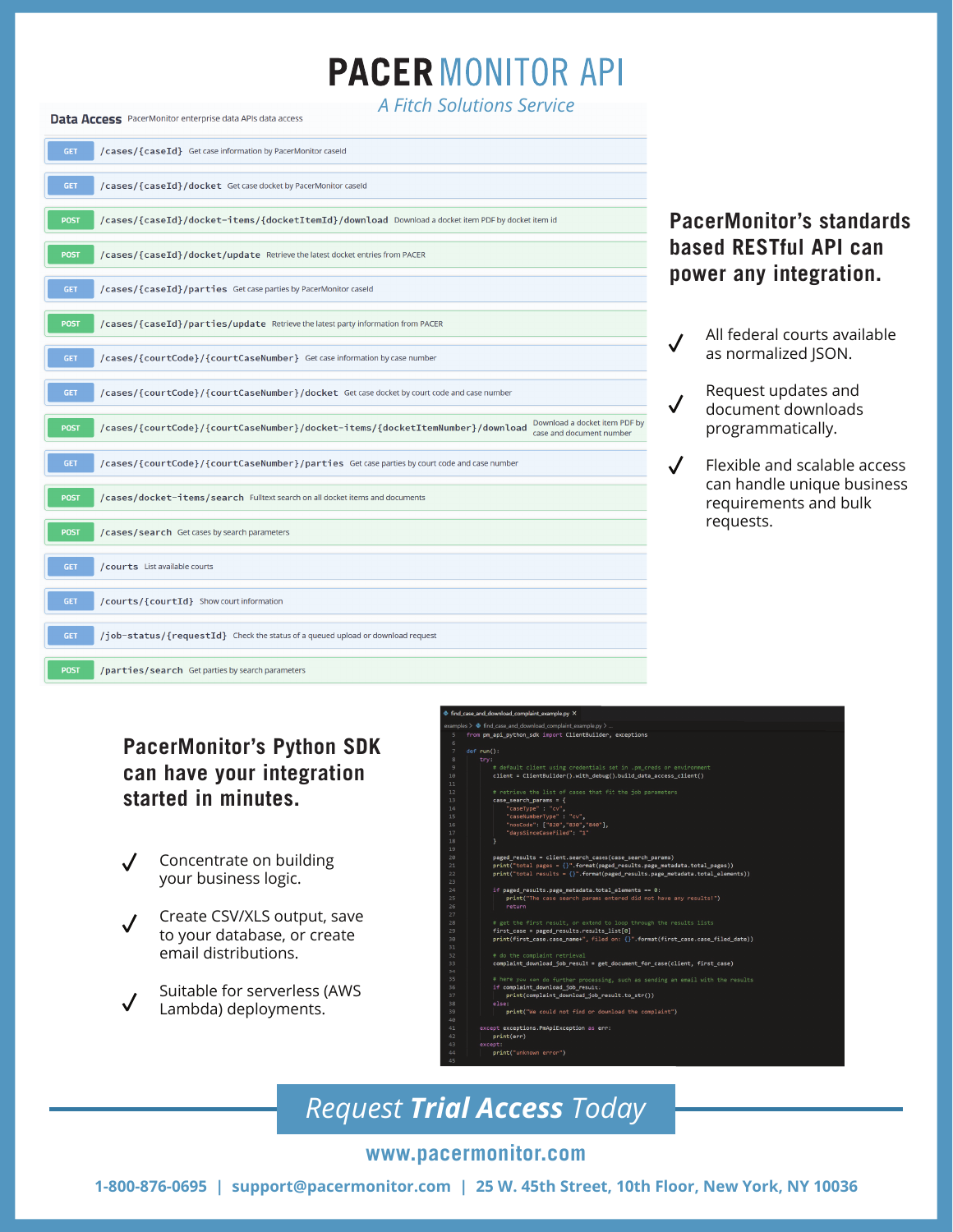# PACER MONITOR API

*A Fitch Solutions Service*

**Data Access** PacerMonitor enterprise data APIs data access

| Method | Endpoint | Description |
|---|---|---|
| GET | `/cases/{caseId}` | Get case information by PacerMonitor caseId |
| GET | `/cases/{caseId}/docket` | Get case docket by PacerMonitor caseId |
| POST | `/cases/{caseId}/docket-items/{docketItemId}/download` | Download a docket item PDF by docket item id |
| POST | `/cases/{caseId}/docket/update` | Retrieve the latest docket entries from PACER |
| GET | `/cases/{caseId}/parties` | Get case parties by PacerMonitor caseId |
| POST | `/cases/{caseId}/parties/update` | Retrieve the latest party information from PACER |
| GET | `/cases/{courtCode}/{courtCaseNumber}` | Get case information by case number |
| GET | `/cases/{courtCode}/{courtCaseNumber}/docket` | Get case docket by court code and case number |
| POST | `/cases/{courtCode}/{courtCaseNumber}/docket-items/{docketItemNumber}/download` | Download a docket item PDF by case and document number |
| GET | `/cases/{courtCode}/{courtCaseNumber}/parties` | Get case parties by court code and case number |
| POST | `/cases/docket-items/search` | Fulltext search on all docket items and documents |
| POST | `/cases/search` | Get cases by search parameters |
| GET | `/courts` | List available courts |
| GET | `/courts/{courtId}` | Show court information |
| GET | `/job-status/{requestId}` | Check the status of a queued upload or download request |
| POST | `/parties/search` | Get parties by search parameters |

## PacerMonitor's standards based RESTful API can power any integration.

- ✓ All federal courts available as normalized JSON.
- ✓ Request updates and document downloads programmatically.
- ✓ Flexible and scalable access can handle unique business requirements and bulk requests.

## PacerMonitor's Python SDK can have your integration started in minutes.

- ✓ Concentrate on building your business logic.
- ✓ Create CSV/XLS output, save to your database, or create email distributions.
- ✓ Suitable for serverless (AWS Lambda) deployments.

```python
from pm_api_python_sdk import ClientBuilder, exceptions

def run():
    try:
        # default client using credentials set in .pm_creds or environment
        client = ClientBuilder().with_debug().build_data_access_client()

        # retrieve the list of cases that fit the job parameters
        case_search_params = {
            "caseType" : "cv",
            "caseNumberType" : "cv",
            "nosCode": ["820","830","840"],
            "daysSinceCaseFiled": "1"
        }

        paged_results = client.search_cases(case_search_params)
        print("total pages = {}".format(paged_results.page_metadata.total_pages))
        print("total results = {}".format(paged_results.page_metadata.total_elements))

        if paged_results.page_metadata.total_elements == 0:
            print("The case search params entered did not have any results!")
            return

        # get the first result, or extend to loop through the results lists
        first_case = paged_results.results_list[0]
        print(first_case.case_name+", filed on: {}".format(first_case.case_filed_date))

        # do the complaint retrieval
        complaint_download_job_result = get_document_for_case(client, first_case)

        # here you can do further processing, such as sending an email with the results
        if complaint_download_job_result:
            print(complaint_download_job_result.to_str())
        else:
            print("We could not find or download the complaint")

    except exceptions.PmApiException as err:
        print(err)
    except:
        print("unknown error")
```

*Request **Trial Access** Today*

**www.pacermonitor.com**

**1-800-876-0695 | support@pacermonitor.com | 25 W. 45th Street, 10th Floor, New York, NY 10036**